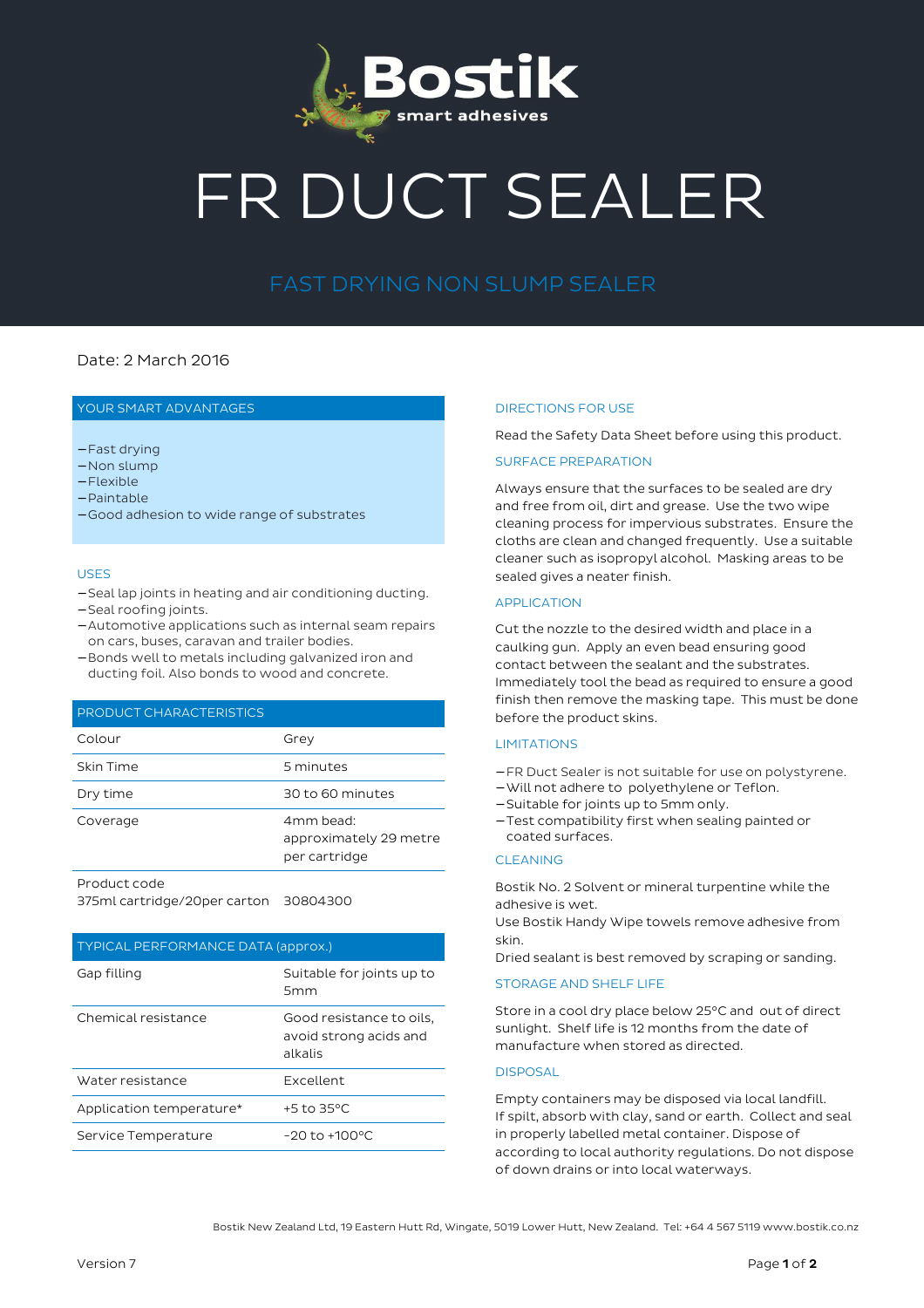# FR DUCT SEALER

## FAST DRYING NON SLUMP SEALER

Date: 2 March 2016

### YOUR SMART ADVANTAGES

- Fast drying
- Non slump
- Flexible
- Paintable
- Good adhesion to wide range of substrates

### USES

- Seal lap joints in heating and air conditioning ducting.
- Seal roofing joints.
- Automotive applications such as internal seam repairs on cars, buses, caravan and trailer bodies.
- Bonds well to metals including galvanized iron and ducting foil. Also bonds to wood and concrete.

### PRODUCT CHARACTERISTICS

| | |
|---|---|
| Colour | Grey |
| Skin Time | 5 minutes |
| Dry time | 30 to 60 minutes |
| Coverage | 4mm bead: approximately 29 metre per cartridge |

Product code
375ml cartridge/20per carton 30804300

### TYPICAL PERFORMANCE DATA (approx.)

| | |
|---|---|
| Gap filling | Suitable for joints up to 5mm |
| Chemical resistance | Good resistance to oils, avoid strong acids and alkalis |
| Water resistance | Excellent |
| Application temperature* | +5 to 35°C |
| Service Temperature | -20 to +100°C |

### DIRECTIONS FOR USE

Read the Safety Data Sheet before using this product.

### SURFACE PREPARATION

Always ensure that the surfaces to be sealed are dry and free from oil, dirt and grease. Use the two wipe cleaning process for impervious substrates. Ensure the cloths are clean and changed frequently. Use a suitable cleaner such as isopropyl alcohol. Masking areas to be sealed gives a neater finish.

### APPLICATION

Cut the nozzle to the desired width and place in a caulking gun. Apply an even bead ensuring good contact between the sealant and the substrates. Immediately tool the bead as required to ensure a good finish then remove the masking tape. This must be done before the product skins.

### LIMITATIONS

- FR Duct Sealer is not suitable for use on polystyrene.
- Will not adhere to polyethylene or Teflon.
- Suitable for joints up to 5mm only.
- Test compatibility first when sealing painted or coated surfaces.

### CLEANING

Bostik No. 2 Solvent or mineral turpentine while the adhesive is wet.
Use Bostik Handy Wipe towels remove adhesive from skin.
Dried sealant is best removed by scraping or sanding.

### STORAGE AND SHELF LIFE

Store in a cool dry place below 25°C and out of direct sunlight. Shelf life is 12 months from the date of manufacture when stored as directed.

### DISPOSAL

Empty containers may be disposed via local landfill.
If spilt, absorb with clay, sand or earth. Collect and seal in properly labelled metal container. Dispose of according to local authority regulations. Do not dispose of down drains or into local waterways.

Bostik New Zealand Ltd, 19 Eastern Hutt Rd, Wingate, 5019 Lower Hutt, New Zealand. Tel: +64 4 567 5119 www.bostik.co.nz

Version 7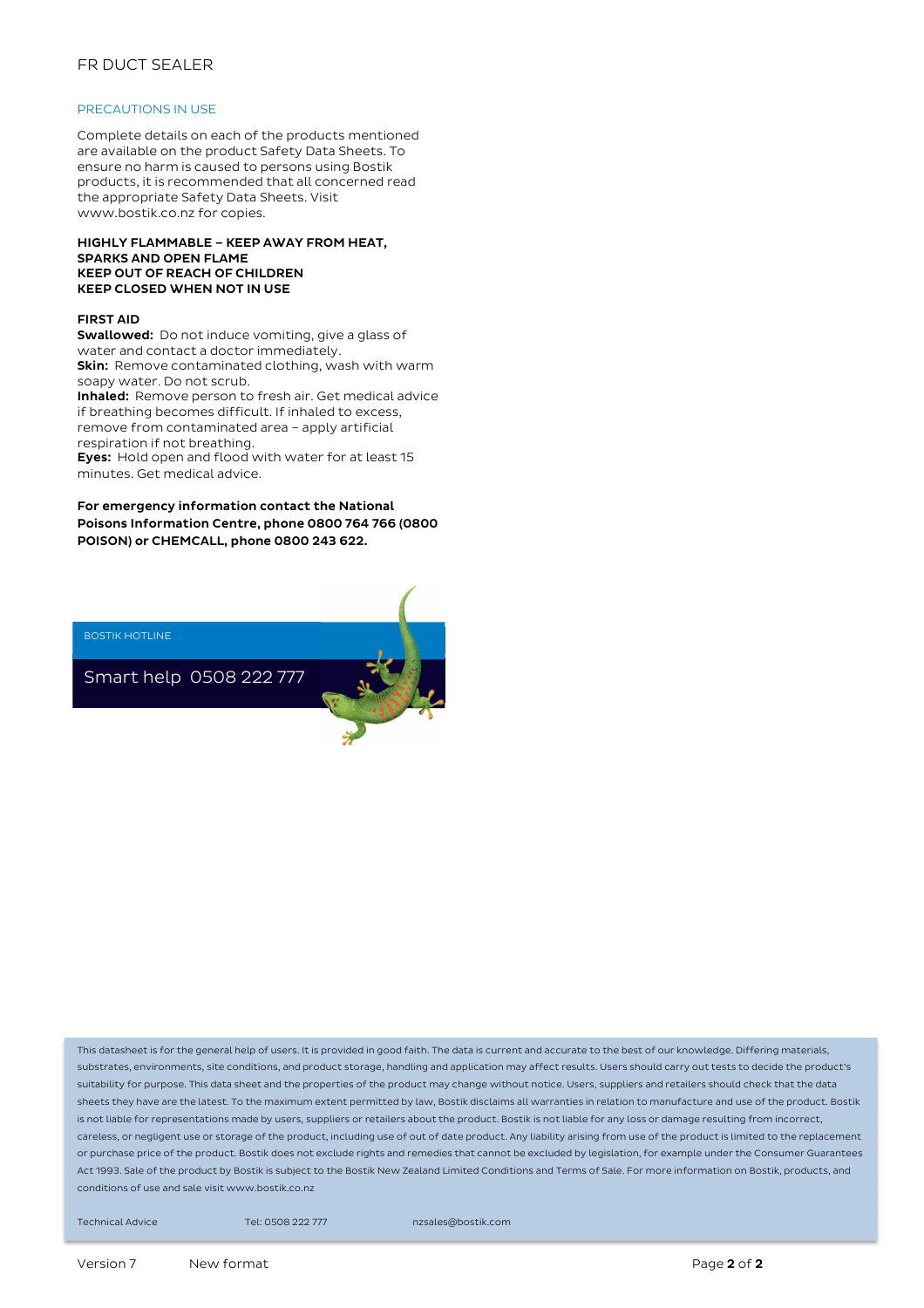## PRECAUTIONS IN USE

Complete details on each of the products mentioned are available on the product Safety Data Sheets. To ensure no harm is caused to persons using Bostik products, it is recommended that all concerned read the appropriate Safety Data Sheets. Visit www.bostik.co.nz for copies.

**HIGHLY FLAMMABLE – KEEP AWAY FROM HEAT, SPARKS AND OPEN FLAME**
**KEEP OUT OF REACH OF CHILDREN**
**KEEP CLOSED WHEN NOT IN USE**

**FIRST AID**

**Swallowed:** Do not induce vomiting, give a glass of water and contact a doctor immediately.
**Skin:** Remove contaminated clothing, wash with warm soapy water. Do not scrub.
**Inhaled:** Remove person to fresh air. Get medical advice if breathing becomes difficult. If inhaled to excess, remove from contaminated area – apply artificial respiration if not breathing.
**Eyes:** Hold open and flood with water for at least 15 minutes. Get medical advice.

**For emergency information contact the National Poisons Information Centre, phone 0800 764 766 (0800 POISON) or CHEMCALL, phone 0800 243 622.**

BOSTIK HOTLINE

Smart help 0508 222 777

This datasheet is for the general help of users. It is provided in good faith. The data is current and accurate to the best of our knowledge. Differing materials, substrates, environments, site conditions, and product storage, handling and application may affect results. Users should carry out tests to decide the product's suitability for purpose. This data sheet and the properties of the product may change without notice. Users, suppliers and retailers should check that the data sheets they have are the latest. To the maximum extent permitted by law, Bostik disclaims all warranties in relation to manufacture and use of the product. Bostik is not liable for representations made by users, suppliers or retailers about the product. Bostik is not liable for any loss or damage resulting from incorrect, careless, or negligent use or storage of the product, including use of out of date product. Any liability arising from use of the product is limited to the replacement or purchase price of the product. Bostik does not exclude rights and remedies that cannot be excluded by legislation, for example under the Consumer Guarantees Act 1993. Sale of the product by Bostik is subject to the Bostik New Zealand Limited Conditions and Terms of Sale. For more information on Bostik, products, and conditions of use and sale visit www.bostik.co.nz

Technical Advice Tel: 0508 222 777 nzsales@bostik.com

Version 7 New format